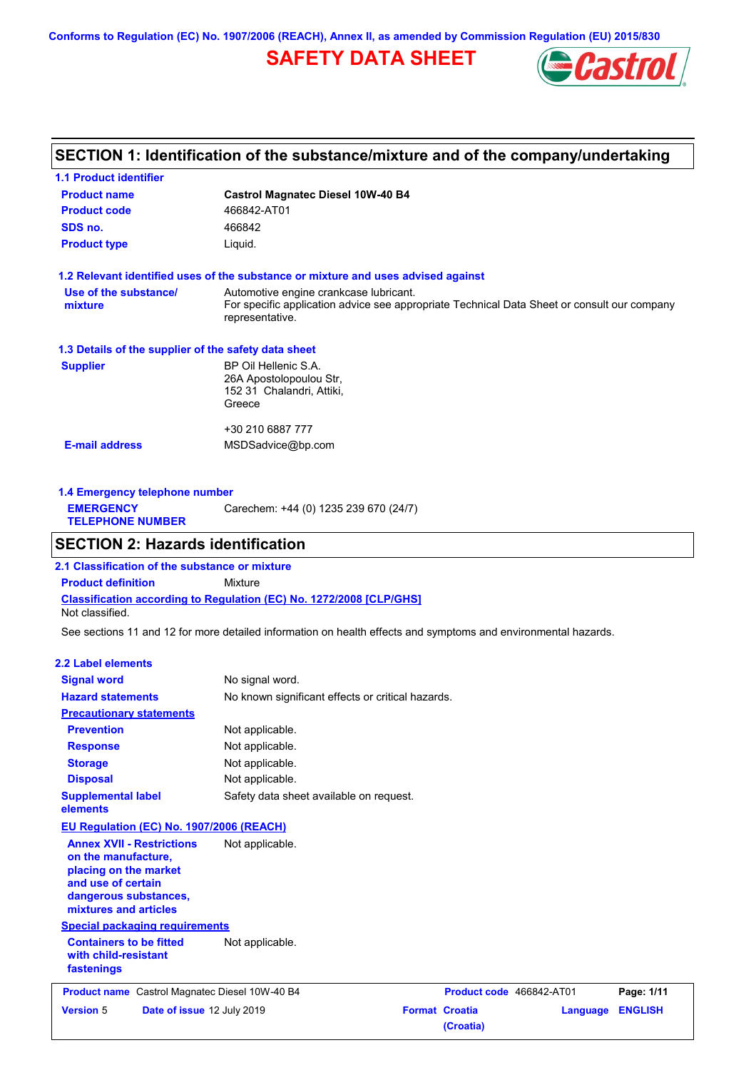Conforms to Regulation (EC) No. 1907/2006 (REACH), Annex II, as amended by Commission Regulation (EU) 2015/830

# SAFETY DATA SHEET

## SECTION 1: Identification of the substance/mixture and of the company/undertaking

### 1.1 Product identifier

| | |
|---|---|
| **Product name** | **Castrol Magnatec Diesel 10W-40 B4** |
| **Product code** | 466842-AT01 |
| **SDS no.** | 466842 |
| **Product type** | Liquid. |

### 1.2 Relevant identified uses of the substance or mixture and uses advised against

| | |
|---|---|
| **Use of the substance/ mixture** | Automotive engine crankcase lubricant. For specific application advice see appropriate Technical Data Sheet or consult our company representative. |

### 1.3 Details of the supplier of the safety data sheet

| | |
|---|---|
| **Supplier** | BP Oil Hellenic S.A. 26A Apostolopoulou Str, 152 31 Chalandri, Attiki, Greece<br><br>+30 210 6887 777 |
| **E-mail address** | MSDSadvice@bp.com |

### 1.4 Emergency telephone number

| | |
|---|---|
| **EMERGENCY TELEPHONE NUMBER** | Carechem: +44 (0) 1235 239 670 (24/7) |

## SECTION 2: Hazards identification

### 2.1 Classification of the substance or mixture

**Product definition** Mixture

**Classification according to Regulation (EC) No. 1272/2008 [CLP/GHS]**

Not classified.

See sections 11 and 12 for more detailed information on health effects and symptoms and environmental hazards.

### 2.2 Label elements

| | |
|---|---|
| **Signal word** | No signal word. |
| **Hazard statements** | No known significant effects or critical hazards. |

**Precautionary statements**

| | |
|---|---|
| **Prevention** | Not applicable. |
| **Response** | Not applicable. |
| **Storage** | Not applicable. |
| **Disposal** | Not applicable. |
| **Supplemental label elements** | Safety data sheet available on request. |

**EU Regulation (EC) No. 1907/2006 (REACH)**

| | |
|---|---|
| **Annex XVII - Restrictions on the manufacture, placing on the market and use of certain dangerous substances, mixtures and articles** | Not applicable. |

**Special packaging requirements**

| | |
|---|---|
| **Containers to be fitted with child-resistant fastenings** | Not applicable. |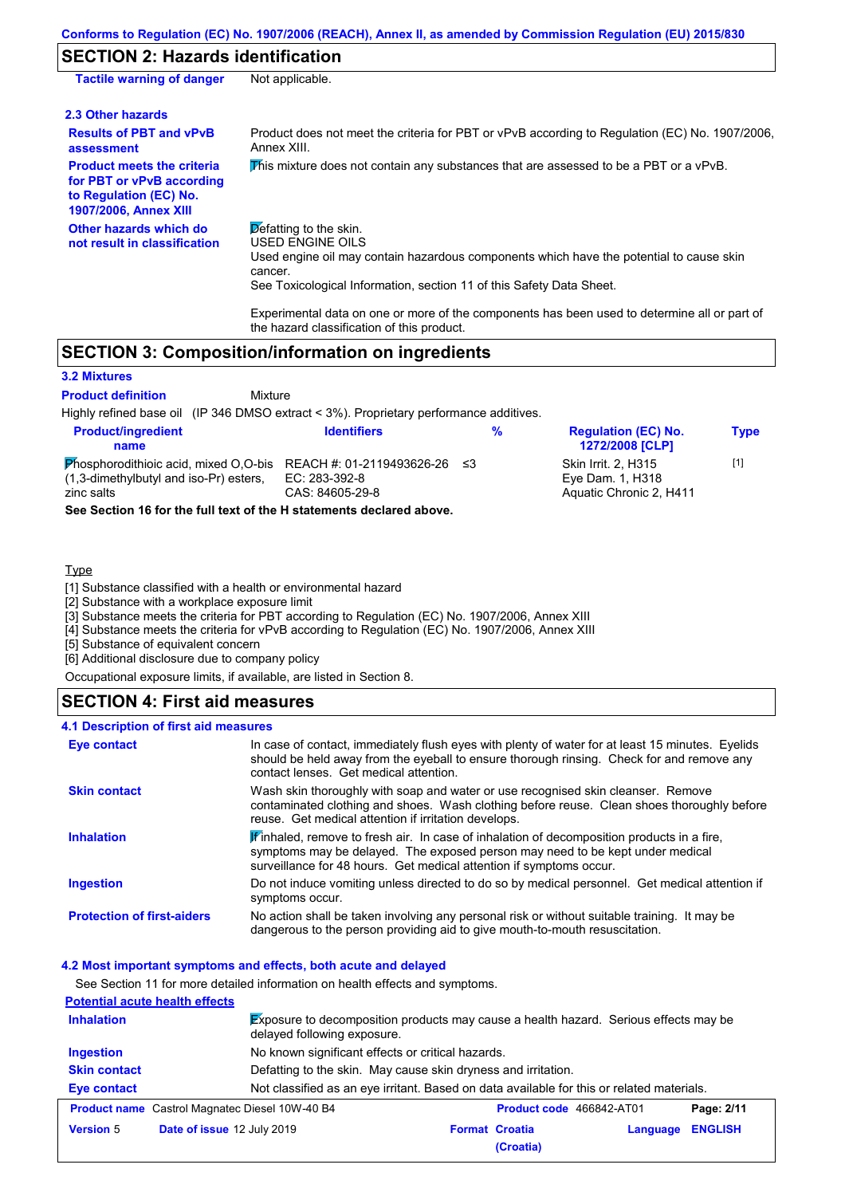## SECTION 2: Hazards identification

| | |
|---|---|
| **Tactile warning of danger** | Not applicable. |

### 2.3 Other hazards

| | |
|---|---|
| **Results of PBT and vPvB assessment** | Product does not meet the criteria for PBT or vPvB according to Regulation (EC) No. 1907/2006, Annex XIII. |
| **Product meets the criteria for PBT or vPvB according to Regulation (EC) No. 1907/2006, Annex XIII** | This mixture does not contain any substances that are assessed to be a PBT or a vPvB. |
| **Other hazards which do not result in classification** | Defatting to the skin.<br>USED ENGINE OILS<br>Used engine oil may contain hazardous components which have the potential to cause skin cancer.<br>See Toxicological Information, section 11 of this Safety Data Sheet.<br><br>Experimental data on one or more of the components has been used to determine all or part of the hazard classification of this product. |

## SECTION 3: Composition/information on ingredients

### 3.2 Mixtures

**Product definition** Mixture

Highly refined base oil (IP 346 DMSO extract < 3%). Proprietary performance additives.

| Product/ingredient name | Identifiers | % | Regulation (EC) No. 1272/2008 [CLP] | Type |
|---|---|---|---|---|
| Phosphorodithioic acid, mixed O,O-bis (1,3-dimethylbutyl and iso-Pr) esters, zinc salts | REACH #: 01-2119493626-26<br>EC: 283-392-8<br>CAS: 84605-29-8 | ≤3 | Skin Irrit. 2, H315<br>Eye Dam. 1, H318<br>Aquatic Chronic 2, H411 | [1] |

**See Section 16 for the full text of the H statements declared above.**

Type

[1] Substance classified with a health or environmental hazard
[2] Substance with a workplace exposure limit
[3] Substance meets the criteria for PBT according to Regulation (EC) No. 1907/2006, Annex XIII
[4] Substance meets the criteria for vPvB according to Regulation (EC) No. 1907/2006, Annex XIII
[5] Substance of equivalent concern
[6] Additional disclosure due to company policy

Occupational exposure limits, if available, are listed in Section 8.

## SECTION 4: First aid measures

### 4.1 Description of first aid measures

| | |
|---|---|
| **Eye contact** | In case of contact, immediately flush eyes with plenty of water for at least 15 minutes. Eyelids should be held away from the eyeball to ensure thorough rinsing. Check for and remove any contact lenses. Get medical attention. |
| **Skin contact** | Wash skin thoroughly with soap and water or use recognised skin cleanser. Remove contaminated clothing and shoes. Wash clothing before reuse. Clean shoes thoroughly before reuse. Get medical attention if irritation develops. |
| **Inhalation** | If inhaled, remove to fresh air. In case of inhalation of decomposition products in a fire, symptoms may be delayed. The exposed person may need to be kept under medical surveillance for 48 hours. Get medical attention if symptoms occur. |
| **Ingestion** | Do not induce vomiting unless directed to do so by medical personnel. Get medical attention if symptoms occur. |
| **Protection of first-aiders** | No action shall be taken involving any personal risk or without suitable training. It may be dangerous to the person providing aid to give mouth-to-mouth resuscitation. |

### 4.2 Most important symptoms and effects, both acute and delayed

See Section 11 for more detailed information on health effects and symptoms.

**Potential acute health effects**

| | |
|---|---|
| **Inhalation** | Exposure to decomposition products may cause a health hazard. Serious effects may be delayed following exposure. |
| **Ingestion** | No known significant effects or critical hazards. |
| **Skin contact** | Defatting to the skin. May cause skin dryness and irritation. |
| **Eye contact** | Not classified as an eye irritant. Based on data available for this or related materials. |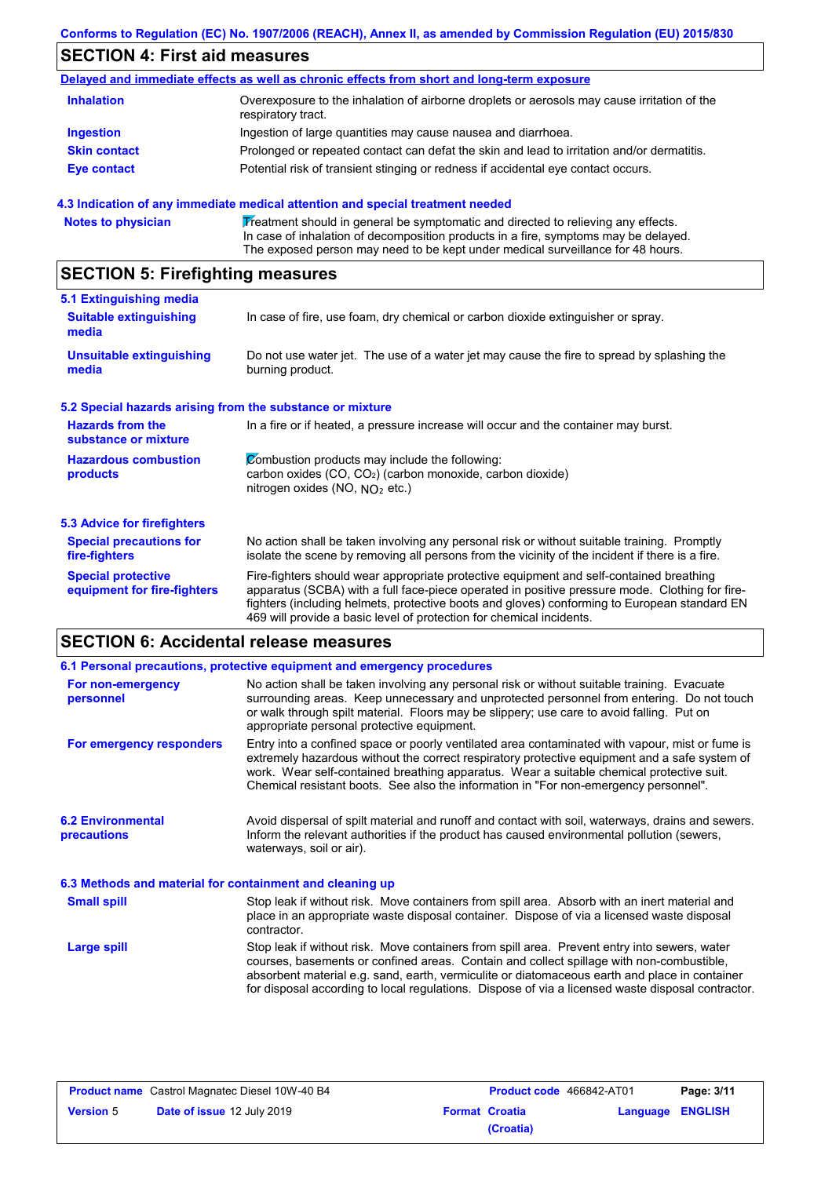## SECTION 4: First aid measures

**Delayed and immediate effects as well as chronic effects from short and long-term exposure**

| | |
|---|---|
| **Inhalation** | Overexposure to the inhalation of airborne droplets or aerosols may cause irritation of the respiratory tract. |
| **Ingestion** | Ingestion of large quantities may cause nausea and diarrhoea. |
| **Skin contact** | Prolonged or repeated contact can defat the skin and lead to irritation and/or dermatitis. |
| **Eye contact** | Potential risk of transient stinging or redness if accidental eye contact occurs. |

### 4.3 Indication of any immediate medical attention and special treatment needed

| | |
|---|---|
| **Notes to physician** | Treatment should in general be symptomatic and directed to relieving any effects. In case of inhalation of decomposition products in a fire, symptoms may be delayed. The exposed person may need to be kept under medical surveillance for 48 hours. |

## SECTION 5: Firefighting measures

### 5.1 Extinguishing media

| | |
|---|---|
| **Suitable extinguishing media** | In case of fire, use foam, dry chemical or carbon dioxide extinguisher or spray. |
| **Unsuitable extinguishing media** | Do not use water jet. The use of a water jet may cause the fire to spread by splashing the burning product. |

### 5.2 Special hazards arising from the substance or mixture

| | |
|---|---|
| **Hazards from the substance or mixture** | In a fire or if heated, a pressure increase will occur and the container may burst. |
| **Hazardous combustion products** | Combustion products may include the following: carbon oxides (CO, $CO_2$) (carbon monoxide, carbon dioxide) nitrogen oxides (NO, $NO_2$ etc.) |

### 5.3 Advice for firefighters

| | |
|---|---|
| **Special precautions for fire-fighters** | No action shall be taken involving any personal risk or without suitable training. Promptly isolate the scene by removing all persons from the vicinity of the incident if there is a fire. |
| **Special protective equipment for fire-fighters** | Fire-fighters should wear appropriate protective equipment and self-contained breathing apparatus (SCBA) with a full face-piece operated in positive pressure mode. Clothing for fire-fighters (including helmets, protective boots and gloves) conforming to European standard EN 469 will provide a basic level of protection for chemical incidents. |

## SECTION 6: Accidental release measures

### 6.1 Personal precautions, protective equipment and emergency procedures

| | |
|---|---|
| **For non-emergency personnel** | No action shall be taken involving any personal risk or without suitable training. Evacuate surrounding areas. Keep unnecessary and unprotected personnel from entering. Do not touch or walk through spilt material. Floors may be slippery; use care to avoid falling. Put on appropriate personal protective equipment. |
| **For emergency responders** | Entry into a confined space or poorly ventilated area contaminated with vapour, mist or fume is extremely hazardous without the correct respiratory protective equipment and a safe system of work. Wear self-contained breathing apparatus. Wear a suitable chemical protective suit. Chemical resistant boots. See also the information in "For non-emergency personnel". |

| | |
|---|---|
| **6.2 Environmental precautions** | Avoid dispersal of spilt material and runoff and contact with soil, waterways, drains and sewers. Inform the relevant authorities if the product has caused environmental pollution (sewers, waterways, soil or air). |

### 6.3 Methods and material for containment and cleaning up

| | |
|---|---|
| **Small spill** | Stop leak if without risk. Move containers from spill area. Absorb with an inert material and place in an appropriate waste disposal container. Dispose of via a licensed waste disposal contractor. |
| **Large spill** | Stop leak if without risk. Move containers from spill area. Prevent entry into sewers, water courses, basements or confined areas. Contain and collect spillage with non-combustible, absorbent material e.g. sand, earth, vermiculite or diatomaceous earth and place in container for disposal according to local regulations. Dispose of via a licensed waste disposal contractor. |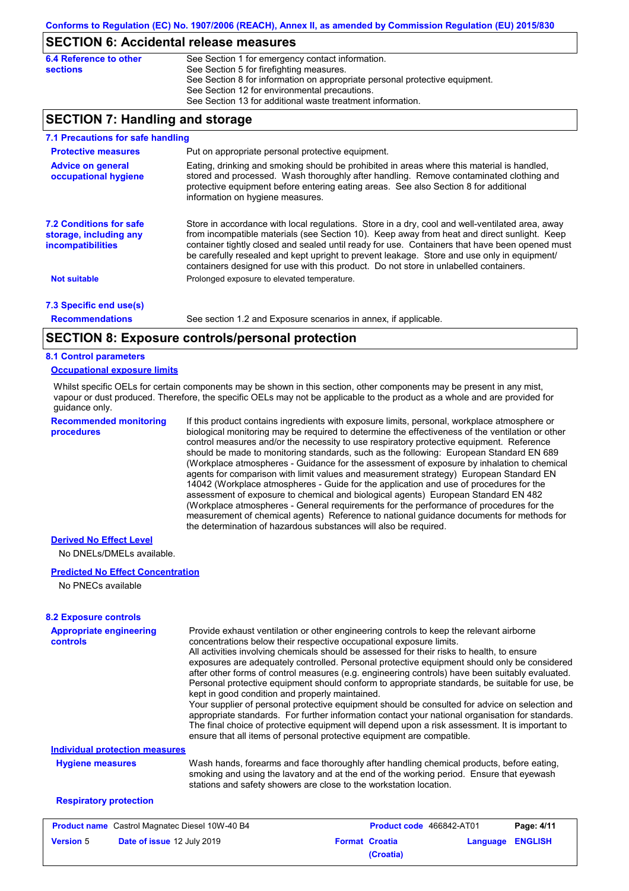## SECTION 6: Accidental release measures

**6.4 Reference to other sections**

See Section 1 for emergency contact information.
See Section 5 for firefighting measures.
See Section 8 for information on appropriate personal protective equipment.
See Section 12 for environmental precautions.
See Section 13 for additional waste treatment information.

## SECTION 7: Handling and storage

### 7.1 Precautions for safe handling

**Protective measures**

Put on appropriate personal protective equipment.

**Advice on general occupational hygiene**

Eating, drinking and smoking should be prohibited in areas where this material is handled, stored and processed. Wash thoroughly after handling. Remove contaminated clothing and protective equipment before entering eating areas. See also Section 8 for additional information on hygiene measures.

### 7.2 Conditions for safe storage, including any incompatibilities

Store in accordance with local regulations. Store in a dry, cool and well-ventilated area, away from incompatible materials (see Section 10). Keep away from heat and direct sunlight. Keep container tightly closed and sealed until ready for use. Containers that have been opened must be carefully resealed and kept upright to prevent leakage. Store and use only in equipment/ containers designed for use with this product. Do not store in unlabelled containers.

**Not suitable**

Prolonged exposure to elevated temperature.

### 7.3 Specific end use(s)

**Recommendations**

See section 1.2 and Exposure scenarios in annex, if applicable.

## SECTION 8: Exposure controls/personal protection

### 8.1 Control parameters

**Occupational exposure limits**

Whilst specific OELs for certain components may be shown in this section, other components may be present in any mist, vapour or dust produced. Therefore, the specific OELs may not be applicable to the product as a whole and are provided for guidance only.

**Recommended monitoring procedures**

If this product contains ingredients with exposure limits, personal, workplace atmosphere or biological monitoring may be required to determine the effectiveness of the ventilation or other control measures and/or the necessity to use respiratory protective equipment. Reference should be made to monitoring standards, such as the following: European Standard EN 689 (Workplace atmospheres - Guidance for the assessment of exposure by inhalation to chemical agents for comparison with limit values and measurement strategy) European Standard EN 14042 (Workplace atmospheres - Guide for the application and use of procedures for the assessment of exposure to chemical and biological agents) European Standard EN 482 (Workplace atmospheres - General requirements for the performance of procedures for the measurement of chemical agents) Reference to national guidance documents for methods for the determination of hazardous substances will also be required.

**Derived No Effect Level**

No DNELs/DMELs available.

**Predicted No Effect Concentration**

No PNECs available

### 8.2 Exposure controls

**Appropriate engineering controls**

Provide exhaust ventilation or other engineering controls to keep the relevant airborne concentrations below their respective occupational exposure limits.
All activities involving chemicals should be assessed for their risks to health, to ensure exposures are adequately controlled. Personal protective equipment should only be considered after other forms of control measures (e.g. engineering controls) have been suitably evaluated. Personal protective equipment should conform to appropriate standards, be suitable for use, be kept in good condition and properly maintained.
Your supplier of personal protective equipment should be consulted for advice on selection and appropriate standards. For further information contact your national organisation for standards. The final choice of protective equipment will depend upon a risk assessment. It is important to ensure that all items of personal protective equipment are compatible.

**Individual protection measures**

**Hygiene measures**

Wash hands, forearms and face thoroughly after handling chemical products, before eating, smoking and using the lavatory and at the end of the working period. Ensure that eyewash stations and safety showers are close to the workstation location.

**Respiratory protection**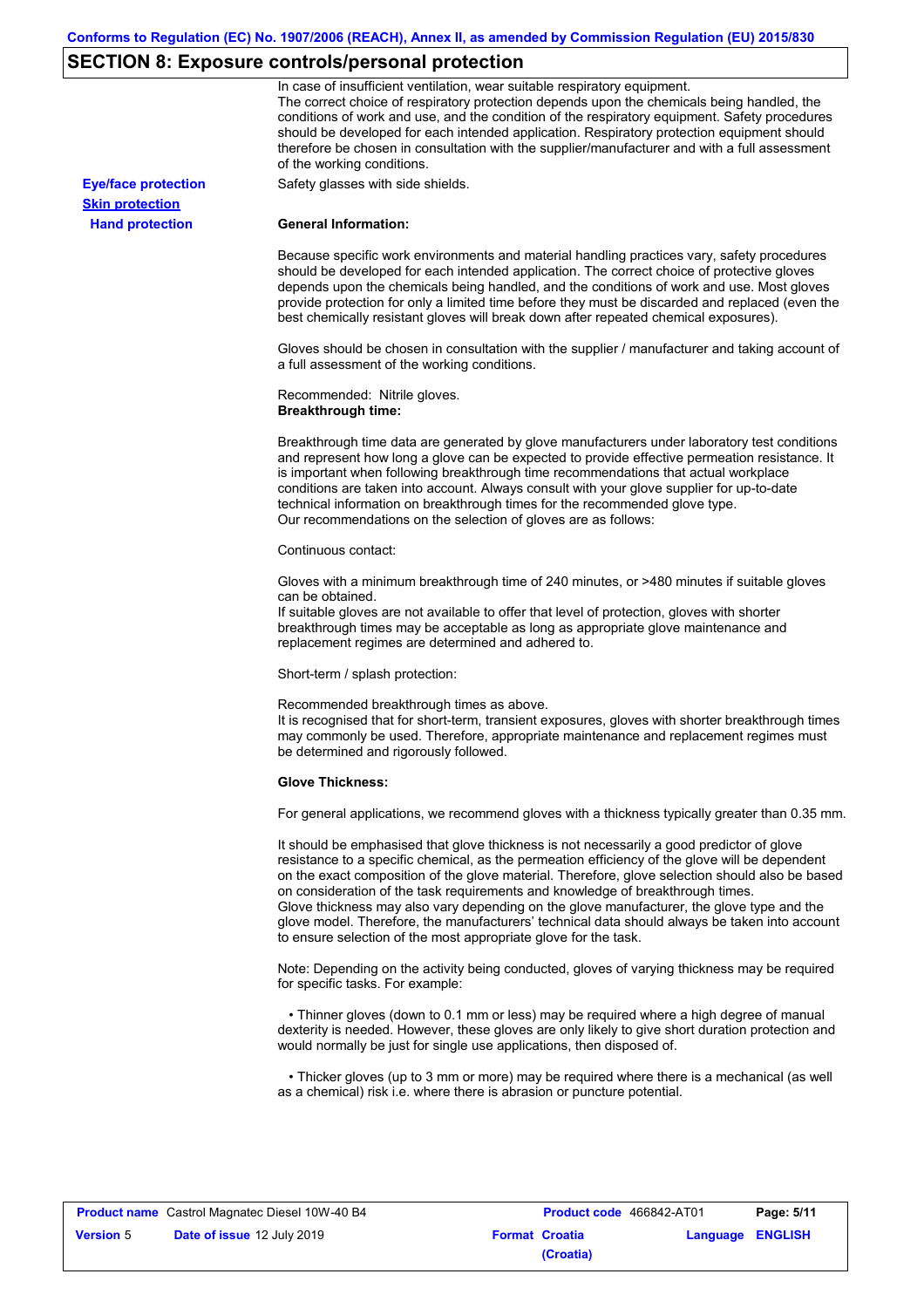## SECTION 8: Exposure controls/personal protection

In case of insufficient ventilation, wear suitable respiratory equipment.
The correct choice of respiratory protection depends upon the chemicals being handled, the conditions of work and use, and the condition of the respiratory equipment. Safety procedures should be developed for each intended application. Respiratory protection equipment should therefore be chosen in consultation with the supplier/manufacturer and with a full assessment of the working conditions.

**Eye/face protection**

Safety glasses with side shields.

**Skin protection**

**Hand protection**

**General Information:**

Because specific work environments and material handling practices vary, safety procedures should be developed for each intended application. The correct choice of protective gloves depends upon the chemicals being handled, and the conditions of work and use. Most gloves provide protection for only a limited time before they must be discarded and replaced (even the best chemically resistant gloves will break down after repeated chemical exposures).

Gloves should be chosen in consultation with the supplier / manufacturer and taking account of a full assessment of the working conditions.

Recommended: Nitrile gloves.
**Breakthrough time:**

Breakthrough time data are generated by glove manufacturers under laboratory test conditions and represent how long a glove can be expected to provide effective permeation resistance. It is important when following breakthrough time recommendations that actual workplace conditions are taken into account. Always consult with your glove supplier for up-to-date technical information on breakthrough times for the recommended glove type.
Our recommendations on the selection of gloves are as follows:

Continuous contact:

Gloves with a minimum breakthrough time of 240 minutes, or >480 minutes if suitable gloves can be obtained.
If suitable gloves are not available to offer that level of protection, gloves with shorter breakthrough times may be acceptable as long as appropriate glove maintenance and replacement regimes are determined and adhered to.

Short-term / splash protection:

Recommended breakthrough times as above.
It is recognised that for short-term, transient exposures, gloves with shorter breakthrough times may commonly be used. Therefore, appropriate maintenance and replacement regimes must be determined and rigorously followed.

**Glove Thickness:**

For general applications, we recommend gloves with a thickness typically greater than 0.35 mm.

It should be emphasised that glove thickness is not necessarily a good predictor of glove resistance to a specific chemical, as the permeation efficiency of the glove will be dependent on the exact composition of the glove material. Therefore, glove selection should also be based on consideration of the task requirements and knowledge of breakthrough times.
Glove thickness may also vary depending on the glove manufacturer, the glove type and the glove model. Therefore, the manufacturers' technical data should always be taken into account to ensure selection of the most appropriate glove for the task.

Note: Depending on the activity being conducted, gloves of varying thickness may be required for specific tasks. For example:

- Thinner gloves (down to 0.1 mm or less) may be required where a high degree of manual dexterity is needed. However, these gloves are only likely to give short duration protection and would normally be just for single use applications, then disposed of.

- Thicker gloves (up to 3 mm or more) may be required where there is a mechanical (as well as a chemical) risk i.e. where there is abrasion or puncture potential.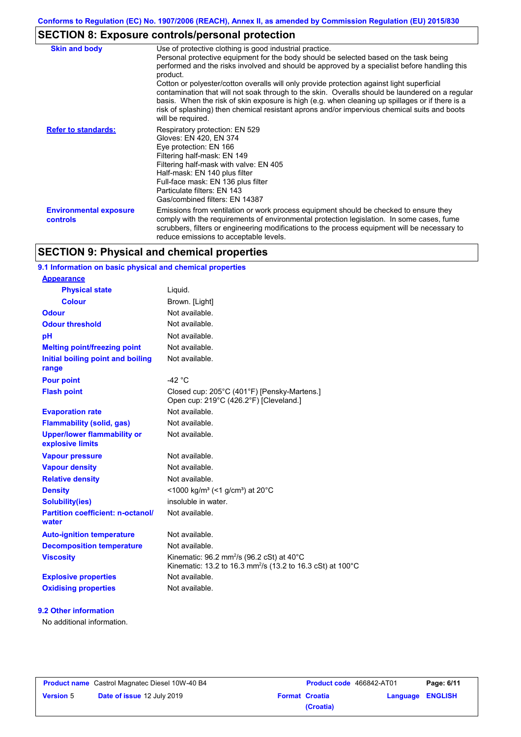## SECTION 8: Exposure controls/personal protection

| | |
|---|---|
| **Skin and body** | Use of protective clothing is good industrial practice. Personal protective equipment for the body should be selected based on the task being performed and the risks involved and should be approved by a specialist before handling this product. Cotton or polyester/cotton overalls will only provide protection against light superficial contamination that will not soak through to the skin. Overalls should be laundered on a regular basis. When the risk of skin exposure is high (e.g. when cleaning up spillages or if there is a risk of splashing) then chemical resistant aprons and/or impervious chemical suits and boots will be required. |
| **Refer to standards:** | Respiratory protection: EN 529<br>Gloves: EN 420, EN 374<br>Eye protection: EN 166<br>Filtering half-mask: EN 149<br>Filtering half-mask with valve: EN 405<br>Half-mask: EN 140 plus filter<br>Full-face mask: EN 136 plus filter<br>Particulate filters: EN 143<br>Gas/combined filters: EN 14387 |
| **Environmental exposure controls** | Emissions from ventilation or work process equipment should be checked to ensure they comply with the requirements of environmental protection legislation. In some cases, fume scrubbers, filters or engineering modifications to the process equipment will be necessary to reduce emissions to acceptable levels. |

## SECTION 9: Physical and chemical properties

### 9.1 Information on basic physical and chemical properties

| | |
|---|---|
| **Appearance** | |
| **Physical state** | Liquid. |
| **Colour** | Brown. [Light] |
| **Odour** | Not available. |
| **Odour threshold** | Not available. |
| **pH** | Not available. |
| **Melting point/freezing point** | Not available. |
| **Initial boiling point and boiling range** | Not available. |
| **Pour point** | -42 °C |
| **Flash point** | Closed cup: 205°C (401°F) [Pensky-Martens.]<br>Open cup: 219°C (426.2°F) [Cleveland.] |
| **Evaporation rate** | Not available. |
| **Flammability (solid, gas)** | Not available. |
| **Upper/lower flammability or explosive limits** | Not available. |
| **Vapour pressure** | Not available. |
| **Vapour density** | Not available. |
| **Relative density** | Not available. |
| **Density** | <1000 kg/m³ (<1 g/cm³) at 20°C |
| **Solubility(ies)** | insoluble in water. |
| **Partition coefficient: n-octanol/water** | Not available. |
| **Auto-ignition temperature** | Not available. |
| **Decomposition temperature** | Not available. |
| **Viscosity** | Kinematic: 96.2 mm²/s (96.2 cSt) at 40°C<br>Kinematic: 13.2 to 16.3 mm²/s (13.2 to 16.3 cSt) at 100°C |
| **Explosive properties** | Not available. |
| **Oxidising properties** | Not available. |

### 9.2 Other information

No additional information.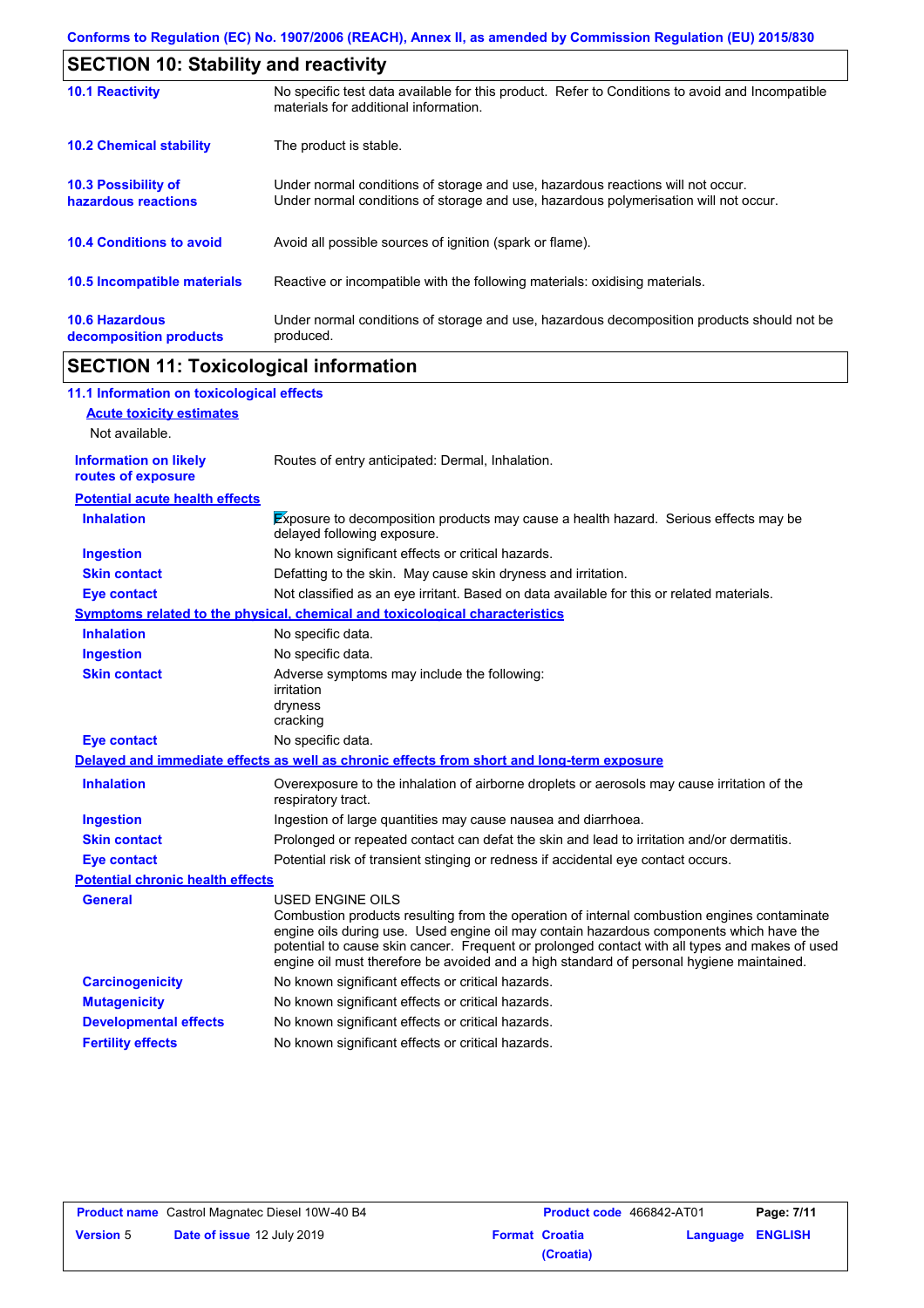## SECTION 10: Stability and reactivity

| | |
|---|---|
| **10.1 Reactivity** | No specific test data available for this product. Refer to Conditions to avoid and Incompatible materials for additional information. |
| **10.2 Chemical stability** | The product is stable. |
| **10.3 Possibility of hazardous reactions** | Under normal conditions of storage and use, hazardous reactions will not occur. Under normal conditions of storage and use, hazardous polymerisation will not occur. |
| **10.4 Conditions to avoid** | Avoid all possible sources of ignition (spark or flame). |
| **10.5 Incompatible materials** | Reactive or incompatible with the following materials: oxidising materials. |
| **10.6 Hazardous decomposition products** | Under normal conditions of storage and use, hazardous decomposition products should not be produced. |

## SECTION 11: Toxicological information

### 11.1 Information on toxicological effects

**Acute toxicity estimates**

Not available.

| | |
|---|---|
| **Information on likely routes of exposure** | Routes of entry anticipated: Dermal, Inhalation. |

**Potential acute health effects**

| | |
|---|---|
| **Inhalation** | Exposure to decomposition products may cause a health hazard. Serious effects may be delayed following exposure. |
| **Ingestion** | No known significant effects or critical hazards. |
| **Skin contact** | Defatting to the skin. May cause skin dryness and irritation. |
| **Eye contact** | Not classified as an eye irritant. Based on data available for this or related materials. |

**Symptoms related to the physical, chemical and toxicological characteristics**

| | |
|---|---|
| **Inhalation** | No specific data. |
| **Ingestion** | No specific data. |
| **Skin contact** | Adverse symptoms may include the following:<br>irritation<br>dryness<br>cracking |
| **Eye contact** | No specific data. |

**Delayed and immediate effects as well as chronic effects from short and long-term exposure**

| | |
|---|---|
| **Inhalation** | Overexposure to the inhalation of airborne droplets or aerosols may cause irritation of the respiratory tract. |
| **Ingestion** | Ingestion of large quantities may cause nausea and diarrhoea. |
| **Skin contact** | Prolonged or repeated contact can defat the skin and lead to irritation and/or dermatitis. |
| **Eye contact** | Potential risk of transient stinging or redness if accidental eye contact occurs. |

**Potential chronic health effects**

| | |
|---|---|
| **General** | USED ENGINE OILS<br>Combustion products resulting from the operation of internal combustion engines contaminate engine oils during use. Used engine oil may contain hazardous components which have the potential to cause skin cancer. Frequent or prolonged contact with all types and makes of used engine oil must therefore be avoided and a high standard of personal hygiene maintained. |
| **Carcinogenicity** | No known significant effects or critical hazards. |
| **Mutagenicity** | No known significant effects or critical hazards. |
| **Developmental effects** | No known significant effects or critical hazards. |
| **Fertility effects** | No known significant effects or critical hazards. |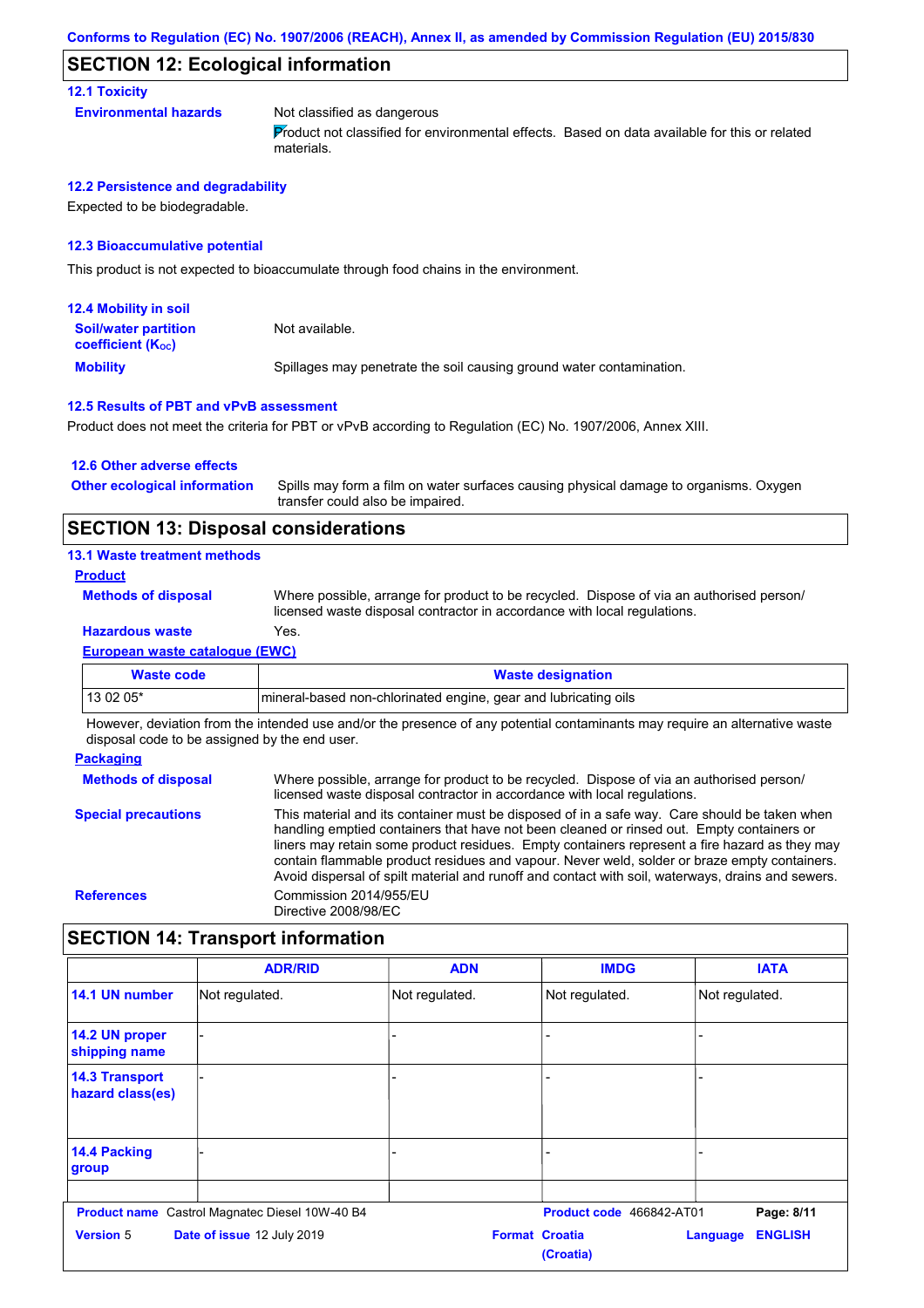Conforms to Regulation (EC) No. 1907/2006 (REACH), Annex II, as amended by Commission Regulation (EU) 2015/830

## SECTION 12: Ecological information

### 12.1 Toxicity

**Environmental hazards**

Not classified as dangerous

Product not classified for environmental effects. Based on data available for this or related materials.

### 12.2 Persistence and degradability

Expected to be biodegradable.

### 12.3 Bioaccumulative potential

This product is not expected to bioaccumulate through food chains in the environment.

### 12.4 Mobility in soil

**Soil/water partition coefficient ($K_{OC}$)**: Not available.

**Mobility**: Spillages may penetrate the soil causing ground water contamination.

### 12.5 Results of PBT and vPvB assessment

Product does not meet the criteria for PBT or vPvB according to Regulation (EC) No. 1907/2006, Annex XIII.

### 12.6 Other adverse effects

**Other ecological information**: Spills may form a film on water surfaces causing physical damage to organisms. Oxygen transfer could also be impaired.

## SECTION 13: Disposal considerations

### 13.1 Waste treatment methods

**Product**

**Methods of disposal**: Where possible, arrange for product to be recycled. Dispose of via an authorised person/ licensed waste disposal contractor in accordance with local regulations.

**Hazardous waste**: Yes.

**European waste catalogue (EWC)**

| Waste code | Waste designation |
|---|---|
| 13 02 05* | mineral-based non-chlorinated engine, gear and lubricating oils |

However, deviation from the intended use and/or the presence of any potential contaminants may require an alternative waste disposal code to be assigned by the end user.

**Packaging**

**Methods of disposal**: Where possible, arrange for product to be recycled. Dispose of via an authorised person/ licensed waste disposal contractor in accordance with local regulations.

**Special precautions**: This material and its container must be disposed of in a safe way. Care should be taken when handling emptied containers that have not been cleaned or rinsed out. Empty containers or liners may retain some product residues. Empty containers represent a fire hazard as they may contain flammable product residues and vapour. Never weld, solder or braze empty containers. Avoid dispersal of spilt material and runoff and contact with soil, waterways, drains and sewers.

**References**: Commission 2014/955/EU
Directive 2008/98/EC

## SECTION 14: Transport information

| | ADR/RID | ADN | IMDG | IATA |
|---|---|---|---|---|
| 14.1 UN number | Not regulated. | Not regulated. | Not regulated. | Not regulated. |
| 14.2 UN proper shipping name | - | - | - | - |
| 14.3 Transport hazard class(es) | - | - | - | - |
| 14.4 Packing group | - | - | - | - |

**Product name** Castrol Magnatec Diesel 10W-40 B4 | **Product code** 466842-AT01 | **Version** 5 | **Date of issue** 12 July 2019 | **Format** Croatia (Croatia) | **Language** ENGLISH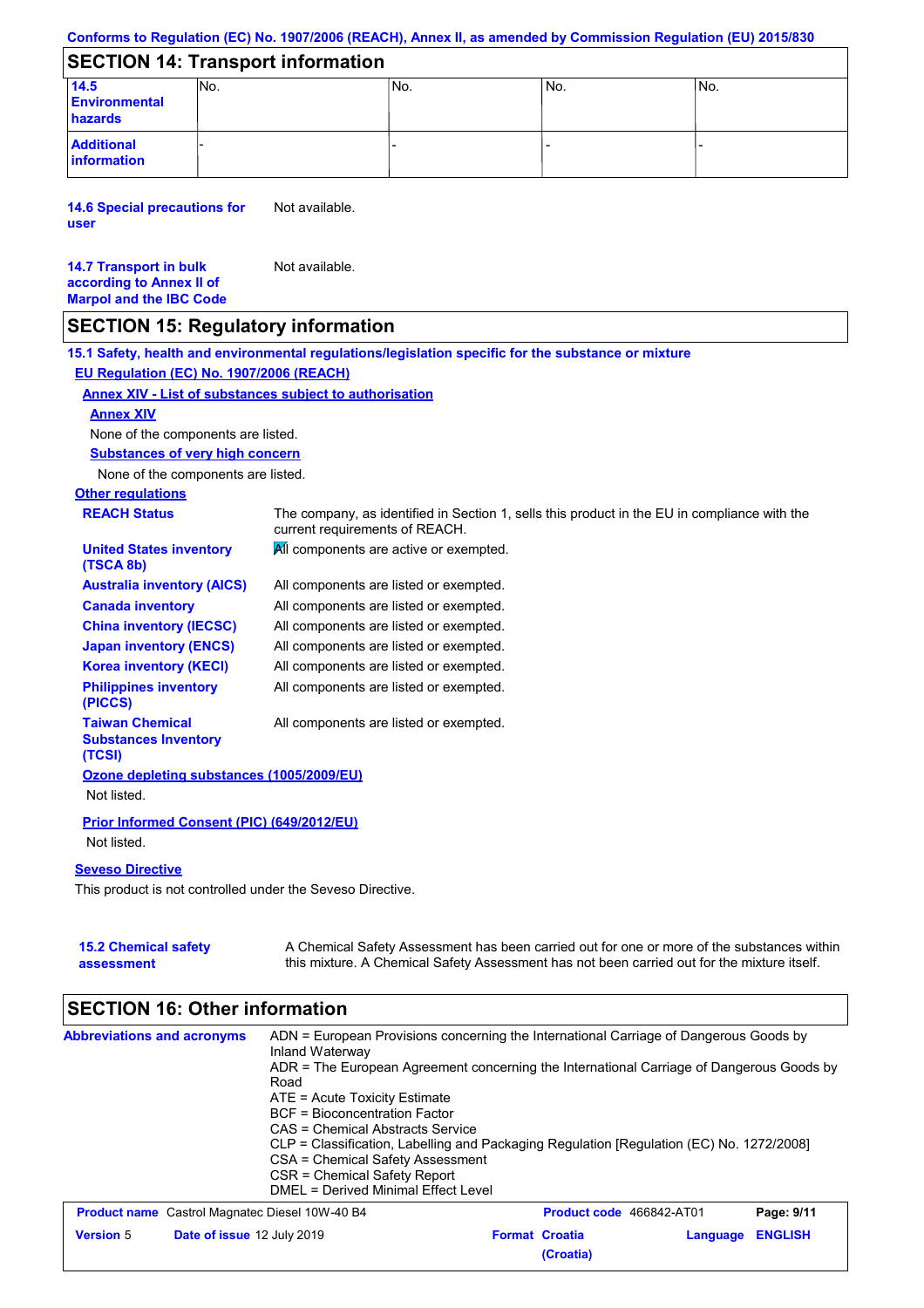Conforms to Regulation (EC) No. 1907/2006 (REACH), Annex II, as amended by Commission Regulation (EU) 2015/830

## SECTION 14: Transport information

| | | | | |
|---|---|---|---|---|
| **14.5 Environmental hazards** | No. | No. | No. | No. |
| **Additional information** | - | - | - | - |

**14.6 Special precautions for user** Not available.

**14.7 Transport in bulk according to Annex II of Marpol and the IBC Code** Not available.

## SECTION 15: Regulatory information

**15.1 Safety, health and environmental regulations/legislation specific for the substance or mixture**

**EU Regulation (EC) No. 1907/2006 (REACH)**

**Annex XIV - List of substances subject to authorisation**

**Annex XIV**

None of the components are listed.

**Substances of very high concern**

None of the components are listed.

**Other regulations**

| | |
|---|---|
| **REACH Status** | The company, as identified in Section 1, sells this product in the EU in compliance with the current requirements of REACH. |
| **United States inventory (TSCA 8b)** | All components are active or exempted. |
| **Australia inventory (AICS)** | All components are listed or exempted. |
| **Canada inventory** | All components are listed or exempted. |
| **China inventory (IECSC)** | All components are listed or exempted. |
| **Japan inventory (ENCS)** | All components are listed or exempted. |
| **Korea inventory (KECI)** | All components are listed or exempted. |
| **Philippines inventory (PICCS)** | All components are listed or exempted. |
| **Taiwan Chemical Substances Inventory (TCSI)** | All components are listed or exempted. |

**Ozone depleting substances (1005/2009/EU)**

Not listed.

**Prior Informed Consent (PIC) (649/2012/EU)**

Not listed.

**Seveso Directive**

This product is not controlled under the Seveso Directive.

**15.2 Chemical safety assessment** A Chemical Safety Assessment has been carried out for one or more of the substances within this mixture. A Chemical Safety Assessment has not been carried out for the mixture itself.

## SECTION 16: Other information

**Abbreviations and acronyms**

ADN = European Provisions concerning the International Carriage of Dangerous Goods by Inland Waterway
ADR = The European Agreement concerning the International Carriage of Dangerous Goods by Road
ATE = Acute Toxicity Estimate
BCF = Bioconcentration Factor
CAS = Chemical Abstracts Service
CLP = Classification, Labelling and Packaging Regulation [Regulation (EC) No. 1272/2008]
CSA = Chemical Safety Assessment
CSR = Chemical Safety Report
DMEL = Derived Minimal Effect Level

| | | | |
|---|---|---|---|
| **Product name** Castrol Magnatec Diesel 10W-40 B4 | | **Product code** 466842-AT01 | |
| **Version** 5 | **Date of issue** 12 July 2019 | **Format** Croatia (Croatia) | **Language** ENGLISH |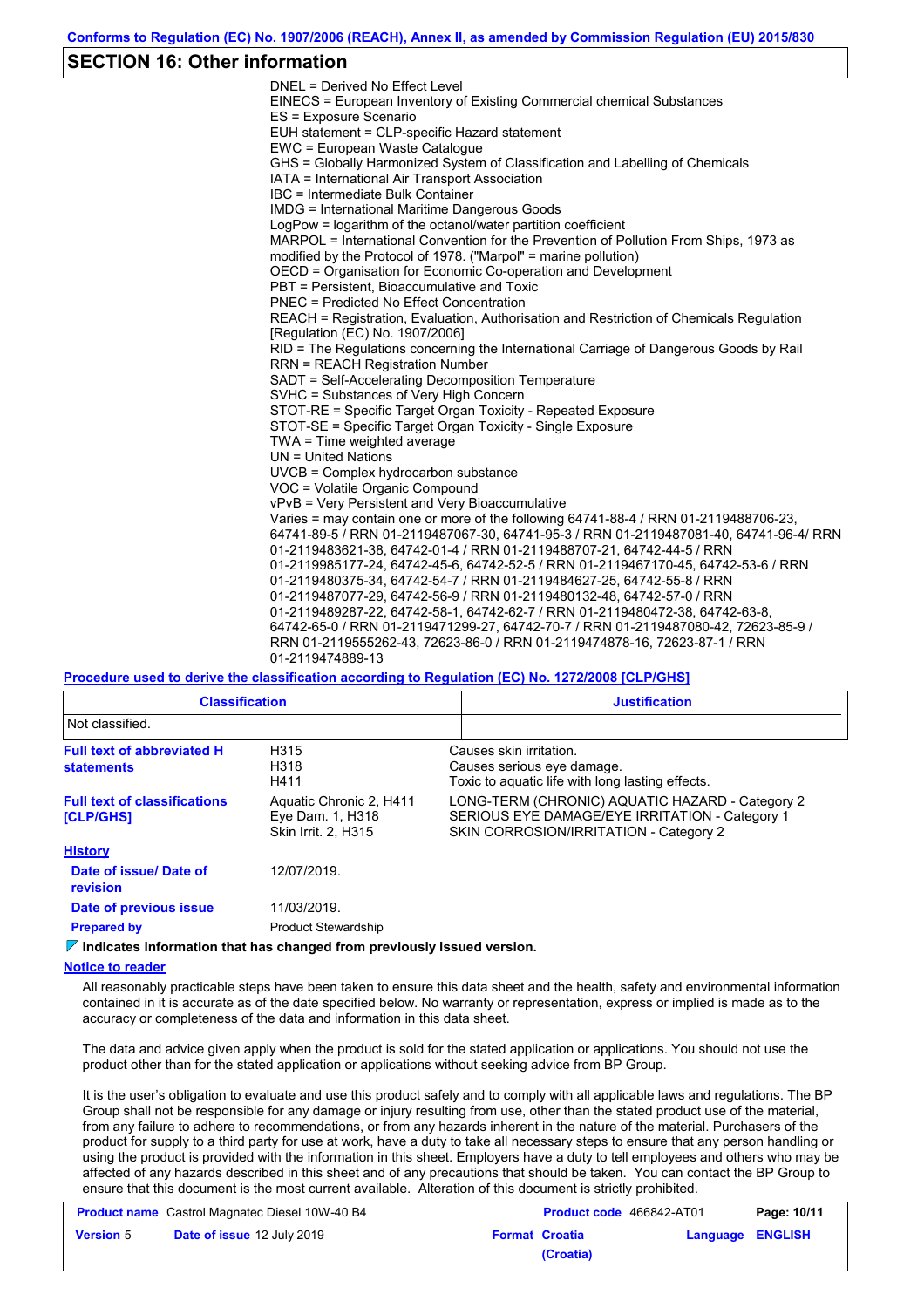## SECTION 16: Other information

DNEL = Derived No Effect Level
EINECS = European Inventory of Existing Commercial chemical Substances
ES = Exposure Scenario
EUH statement = CLP-specific Hazard statement
EWC = European Waste Catalogue
GHS = Globally Harmonized System of Classification and Labelling of Chemicals
IATA = International Air Transport Association
IBC = Intermediate Bulk Container
IMDG = International Maritime Dangerous Goods
LogPow = logarithm of the octanol/water partition coefficient
MARPOL = International Convention for the Prevention of Pollution From Ships, 1973 as modified by the Protocol of 1978. ("Marpol" = marine pollution)
OECD = Organisation for Economic Co-operation and Development
PBT = Persistent, Bioaccumulative and Toxic
PNEC = Predicted No Effect Concentration
REACH = Registration, Evaluation, Authorisation and Restriction of Chemicals Regulation [Regulation (EC) No. 1907/2006]
RID = The Regulations concerning the International Carriage of Dangerous Goods by Rail
RRN = REACH Registration Number
SADT = Self-Accelerating Decomposition Temperature
SVHC = Substances of Very High Concern
STOT-RE = Specific Target Organ Toxicity - Repeated Exposure
STOT-SE = Specific Target Organ Toxicity - Single Exposure
TWA = Time weighted average
UN = United Nations
UVCB = Complex hydrocarbon substance
VOC = Volatile Organic Compound
vPvB = Very Persistent and Very Bioaccumulative
Varies = may contain one or more of the following 64741-88-4 / RRN 01-2119488706-23, 64741-89-5 / RRN 01-2119487067-30, 64741-95-3 / RRN 01-2119487081-40, 64741-96-4/ RRN 01-2119483621-38, 64742-01-4 / RRN 01-2119488707-21, 64742-44-5 / RRN 01-2119985177-24, 64742-45-6, 64742-52-5 / RRN 01-2119467170-45, 64742-53-6 / RRN 01-2119480375-34, 64742-54-7 / RRN 01-2119484627-25, 64742-55-8 / RRN 01-2119487077-29, 64742-56-9 / RRN 01-2119480132-48, 64742-57-0 / RRN 01-2119489287-22, 64742-58-1, 64742-62-7 / RRN 01-2119480472-38, 64742-63-8, 64742-65-0 / RRN 01-2119471299-27, 64742-70-7 / RRN 01-2119487080-42, 72623-85-9 / RRN 01-2119555262-43, 72623-86-0 / RRN 01-2119474878-16, 72623-87-1 / RRN 01-2119474889-13

### Procedure used to derive the classification according to Regulation (EC) No. 1272/2008 [CLP/GHS]

| Classification | Justification |
|---|---|
| Not classified. | |

**Full text of abbreviated H statements**

| | |
|---|---|
| H315 | Causes skin irritation. |
| H318 | Causes serious eye damage. |
| H411 | Toxic to aquatic life with long lasting effects. |

**Full text of classifications [CLP/GHS]**

| | |
|---|---|
| Aquatic Chronic 2, H411 | LONG-TERM (CHRONIC) AQUATIC HAZARD - Category 2 |
| Eye Dam. 1, H318 | SERIOUS EYE DAMAGE/EYE IRRITATION - Category 1 |
| Skin Irrit. 2, H315 | SKIN CORROSION/IRRITATION - Category 2 |

### History

**Date of issue/ Date of revision**: 12/07/2019.

**Date of previous issue**: 11/03/2019.

**Prepared by**: Product Stewardship

**Indicates information that has changed from previously issued version.**

### Notice to reader

All reasonably practicable steps have been taken to ensure this data sheet and the health, safety and environmental information contained in it is accurate as of the date specified below. No warranty or representation, express or implied is made as to the accuracy or completeness of the data and information in this data sheet.

The data and advice given apply when the product is sold for the stated application or applications. You should not use the product other than for the stated application or applications without seeking advice from BP Group.

It is the user's obligation to evaluate and use this product safely and to comply with all applicable laws and regulations. The BP Group shall not be responsible for any damage or injury resulting from use, other than the stated product use of the material, from any failure to adhere to recommendations, or from any hazards inherent in the nature of the material. Purchasers of the product for supply to a third party for use at work, have a duty to take all necessary steps to ensure that any person handling or using the product is provided with the information in this sheet. Employers have a duty to tell employees and others who may be affected of any hazards described in this sheet and of any precautions that should be taken. You can contact the BP Group to ensure that this document is the most current available. Alteration of this document is strictly prohibited.

| | | | |
|---|---|---|---|
| **Product name** Castrol Magnatec Diesel 10W-40 B4 | | **Product code** 466842-AT01 | |
| **Version** 5 | **Date of issue** 12 July 2019 | **Format Croatia (Croatia)** | **Language ENGLISH** |